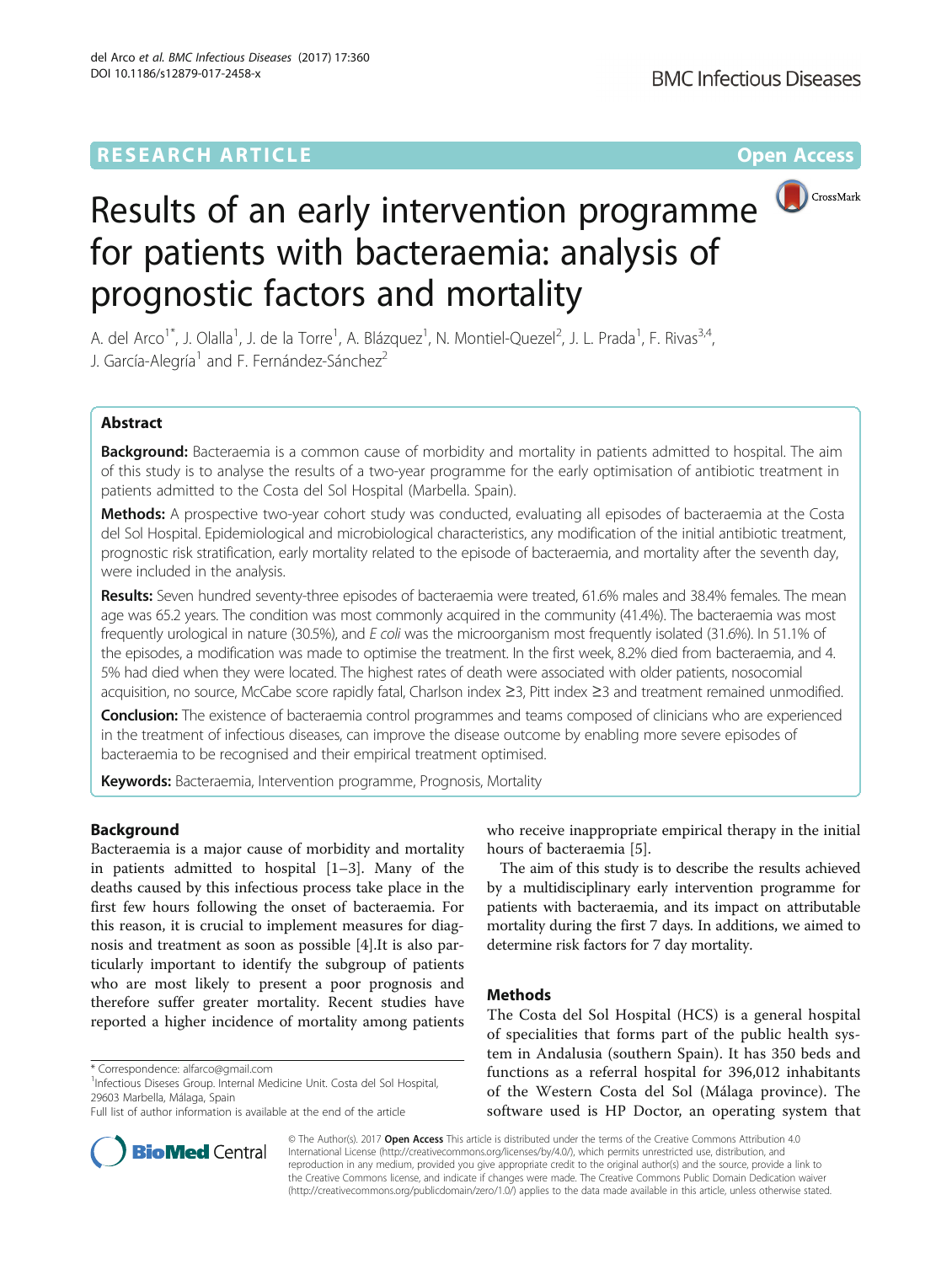RESEARCH ARTICLE

Open Access

# Results of an early intervention programme for patients with bacteraemia: analysis of prognostic factors and mortality

A. del Arco[1*], J. Olalla[1], J. de la Torre[1], A. Blázquez[1], N. Montiel-Quezel[2], J. L. Prada[1], F. Rivas[3,4], J. García-Alegría[1] and F. Fernández-Sánchez[2]

## Abstract

**Background:** Bacteraemia is a common cause of morbidity and mortality in patients admitted to hospital. The aim of this study is to analyse the results of a two-year programme for the early optimisation of antibiotic treatment in patients admitted to the Costa del Sol Hospital (Marbella. Spain).

**Methods:** A prospective two-year cohort study was conducted, evaluating all episodes of bacteraemia at the Costa del Sol Hospital. Epidemiological and microbiological characteristics, any modification of the initial antibiotic treatment, prognostic risk stratification, early mortality related to the episode of bacteraemia, and mortality after the seventh day, were included in the analysis.

**Results:** Seven hundred seventy-three episodes of bacteraemia were treated, 61.6% males and 38.4% females. The mean age was 65.2 years. The condition was most commonly acquired in the community (41.4%). The bacteraemia was most frequently urological in nature (30.5%), and *E coli* was the microorganism most frequently isolated (31.6%). In 51.1% of the episodes, a modification was made to optimise the treatment. In the first week, 8.2% died from bacteraemia, and 4.5% had died when they were located. The highest rates of death were associated with older patients, nosocomial acquisition, no source, McCabe score rapidly fatal, Charlson index ≥3, Pitt index ≥3 and treatment remained unmodified.

**Conclusion:** The existence of bacteraemia control programmes and teams composed of clinicians who are experienced in the treatment of infectious diseases, can improve the disease outcome by enabling more severe episodes of bacteraemia to be recognised and their empirical treatment optimised.

**Keywords:** Bacteraemia, Intervention programme, Prognosis, Mortality

## Background

Bacteraemia is a major cause of morbidity and mortality in patients admitted to hospital [1–3]. Many of the deaths caused by this infectious process take place in the first few hours following the onset of bacteraemia. For this reason, it is crucial to implement measures for diagnosis and treatment as soon as possible [4].It is also particularly important to identify the subgroup of patients who are most likely to present a poor prognosis and therefore suffer greater mortality. Recent studies have reported a higher incidence of mortality among patients who receive inappropriate empirical therapy in the initial hours of bacteraemia [5].

The aim of this study is to describe the results achieved by a multidisciplinary early intervention programme for patients with bacteraemia, and its impact on attributable mortality during the first 7 days. In additions, we aimed to determine risk factors for 7 day mortality.

## Methods

The Costa del Sol Hospital (HCS) is a general hospital of specialities that forms part of the public health system in Andalusia (southern Spain). It has 350 beds and functions as a referral hospital for 396,012 inhabitants of the Western Costa del Sol (Málaga province). The software used is HP Doctor, an operating system that

* Correspondence: alfarco@gmail.com
[1]Infectious Diseses Group. Internal Medicine Unit. Costa del Sol Hospital, 29603 Marbella, Málaga, Spain
Full list of author information is available at the end of the article

© The Author(s). 2017 **Open Access** This article is distributed under the terms of the Creative Commons Attribution 4.0 International License (http://creativecommons.org/licenses/by/4.0/), which permits unrestricted use, distribution, and reproduction in any medium, provided you give appropriate credit to the original author(s) and the source, provide a link to the Creative Commons license, and indicate if changes were made. The Creative Commons Public Domain Dedication waiver (http://creativecommons.org/publicdomain/zero/1.0/) applies to the data made available in this article, unless otherwise stated.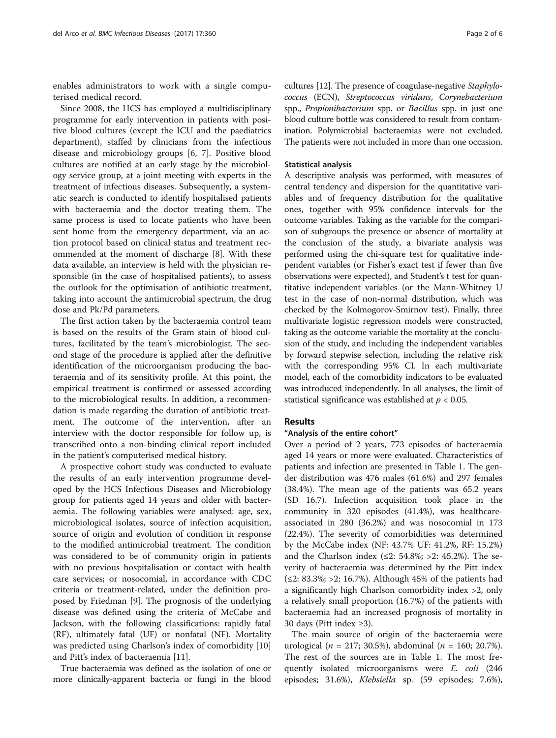enables administrators to work with a single computerised medical record.

Since 2008, the HCS has employed a multidisciplinary programme for early intervention in patients with positive blood cultures (except the ICU and the paediatrics department), staffed by clinicians from the infectious disease and microbiology groups [6, 7]. Positive blood cultures are notified at an early stage by the microbiology service group, at a joint meeting with experts in the treatment of infectious diseases. Subsequently, a systematic search is conducted to identify hospitalised patients with bacteraemia and the doctor treating them. The same process is used to locate patients who have been sent home from the emergency department, via an action protocol based on clinical status and treatment recommended at the moment of discharge [8]. With these data available, an interview is held with the physician responsible (in the case of hospitalised patients), to assess the outlook for the optimisation of antibiotic treatment, taking into account the antimicrobial spectrum, the drug dose and Pk/Pd parameters.

The first action taken by the bacteraemia control team is based on the results of the Gram stain of blood cultures, facilitated by the team's microbiologist. The second stage of the procedure is applied after the definitive identification of the microorganism producing the bacteraemia and of its sensitivity profile. At this point, the empirical treatment is confirmed or assessed according to the microbiological results. In addition, a recommendation is made regarding the duration of antibiotic treatment. The outcome of the intervention, after an interview with the doctor responsible for follow up, is transcribed onto a non-binding clinical report included in the patient's computerised medical history.

A prospective cohort study was conducted to evaluate the results of an early intervention programme developed by the HCS Infectious Diseases and Microbiology group for patients aged 14 years and older with bacteraemia. The following variables were analysed: age, sex, microbiological isolates, source of infection acquisition, source of origin and evolution of condition in response to the modified antimicrobial treatment. The condition was considered to be of community origin in patients with no previous hospitalisation or contact with health care services; or nosocomial, in accordance with CDC criteria or treatment-related, under the definition proposed by Friedman [9]. The prognosis of the underlying disease was defined using the criteria of McCabe and Jackson, with the following classifications: rapidly fatal (RF), ultimately fatal (UF) or nonfatal (NF). Mortality was predicted using Charlson's index of comorbidity [10] and Pitt's index of bacteraemia [11].

True bacteraemia was defined as the isolation of one or more clinically-apparent bacteria or fungi in the blood cultures [12]. The presence of coagulase-negative *Staphylococcus* (ECN), *Streptococcus viridans*, *Corynebacterium* spp., *Propionibacterium* spp. or *Bacillus* spp. in just one blood culture bottle was considered to result from contamination. Polymicrobial bacteraemias were not excluded. The patients were not included in more than one occasion.

### Statistical analysis

A descriptive analysis was performed, with measures of central tendency and dispersion for the quantitative variables and of frequency distribution for the qualitative ones, together with 95% confidence intervals for the outcome variables. Taking as the variable for the comparison of subgroups the presence or absence of mortality at the conclusion of the study, a bivariate analysis was performed using the chi-square test for qualitative independent variables (or Fisher's exact test if fewer than five observations were expected), and Student's t test for quantitative independent variables (or the Mann-Whitney U test in the case of non-normal distribution, which was checked by the Kolmogorov-Smirnov test). Finally, three multivariate logistic regression models were constructed, taking as the outcome variable the mortality at the conclusion of the study, and including the independent variables by forward stepwise selection, including the relative risk with the corresponding 95% CI. In each multivariate model, each of the comorbidity indicators to be evaluated was introduced independently. In all analyses, the limit of statistical significance was established at $p < 0.05$.

## Results

### "Analysis of the entire cohort"

Over a period of 2 years, 773 episodes of bacteraemia aged 14 years or more were evaluated. Characteristics of patients and infection are presented in Table 1. The gender distribution was 476 males (61.6%) and 297 females (38.4%). The mean age of the patients was 65.2 years (SD 16.7). Infection acquisition took place in the community in 320 episodes (41.4%), was healthcare-associated in 280 (36.2%) and was nosocomial in 173 (22.4%). The severity of comorbidities was determined by the McCabe index (NF: 43.7% UF: 41.2%, RF: 15.2%) and the Charlson index (≤2: 54.8%; >2: 45.2%). The severity of bacteraemia was determined by the Pitt index (≤2: 83.3%; >2: 16.7%). Although 45% of the patients had a significantly high Charlson comorbidity index >2, only a relatively small proportion (16.7%) of the patients with bacteraemia had an increased prognosis of mortality in 30 days (Pitt index ≥3).

The main source of origin of the bacteraemia were urological ($n$ = 217; 30.5%), abdominal ($n$ = 160; 20.7%). The rest of the sources are in Table 1. The most frequently isolated microorganisms were *E. coli* (246 episodes; 31.6%), *Klebsiella* sp. (59 episodes; 7.6%),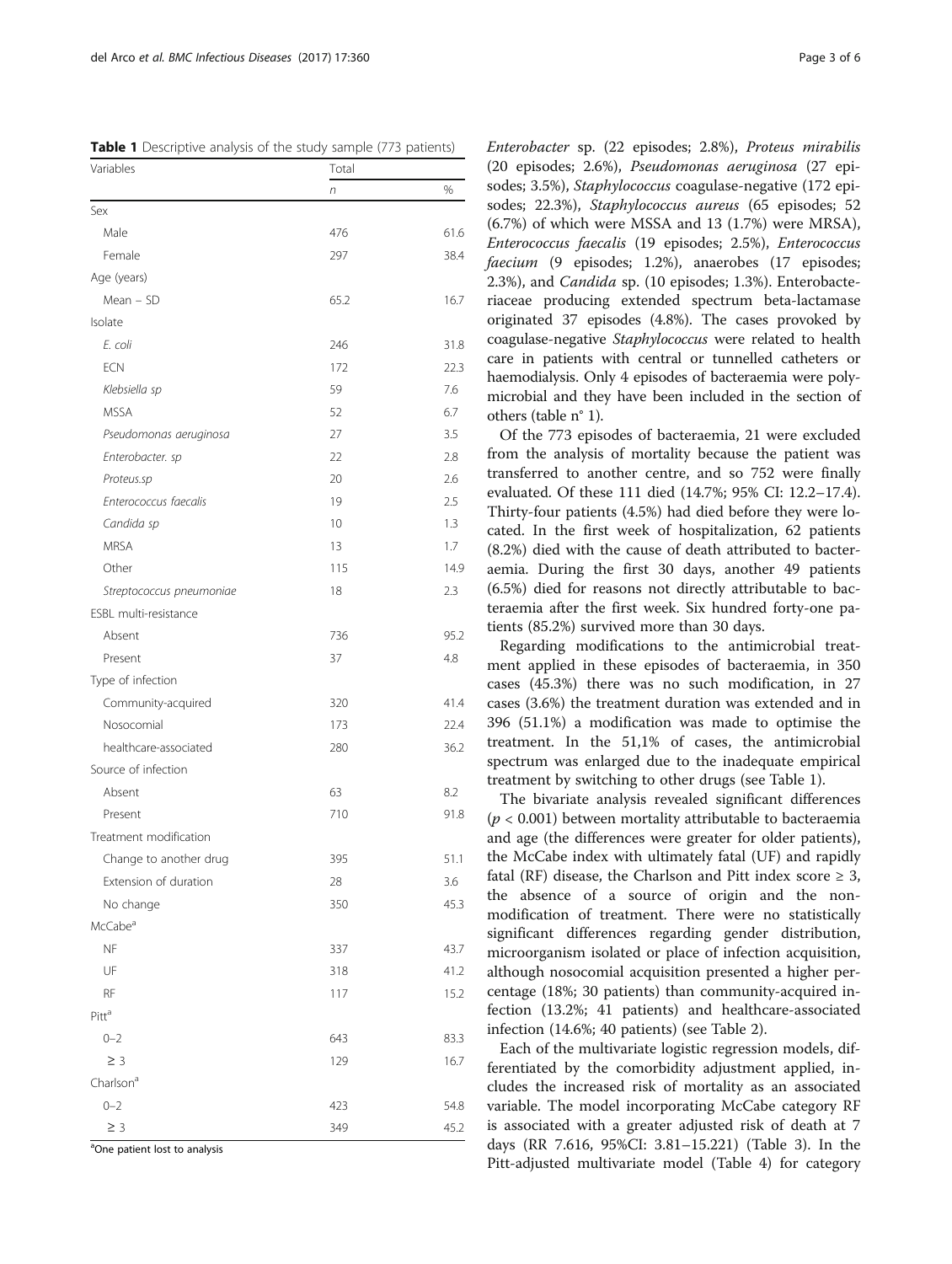**Table 1** Descriptive analysis of the study sample (773 patients)

| Variables | Total | |
|---|---|---|
| | *n* | % |
| Sex | | |
| Male | 476 | 61.6 |
| Female | 297 | 38.4 |
| Age (years) | | |
| Mean – SD | 65.2 | 16.7 |
| Isolate | | |
| *E. coli* | 246 | 31.8 |
| ECN | 172 | 22.3 |
| *Klebsiella sp* | 59 | 7.6 |
| MSSA | 52 | 6.7 |
| *Pseudomonas aeruginosa* | 27 | 3.5 |
| *Enterobacter. sp* | 22 | 2.8 |
| *Proteus.sp* | 20 | 2.6 |
| *Enterococcus faecalis* | 19 | 2.5 |
| *Candida sp* | 10 | 1.3 |
| MRSA | 13 | 1.7 |
| Other | 115 | 14.9 |
| *Streptococcus pneumoniae* | 18 | 2.3 |
| ESBL multi-resistance | | |
| Absent | 736 | 95.2 |
| Present | 37 | 4.8 |
| Type of infection | | |
| Community-acquired | 320 | 41.4 |
| Nosocomial | 173 | 22.4 |
| healthcare-associated | 280 | 36.2 |
| Source of infection | | |
| Absent | 63 | 8.2 |
| Present | 710 | 91.8 |
| Treatment modification | | |
| Change to another drug | 395 | 51.1 |
| Extension of duration | 28 | 3.6 |
| No change | 350 | 45.3 |
| McCabe[a] | | |
| NF | 337 | 43.7 |
| UF | 318 | 41.2 |
| RF | 117 | 15.2 |
| Pitt[a] | | |
| 0–2 | 643 | 83.3 |
| ≥ 3 | 129 | 16.7 |
| Charlson[a] | | |
| 0–2 | 423 | 54.8 |
| ≥ 3 | 349 | 45.2 |

[a]One patient lost to analysis

*Enterobacter* sp. (22 episodes; 2.8%), *Proteus mirabilis* (20 episodes; 2.6%), *Pseudomonas aeruginosa* (27 episodes; 3.5%), *Staphylococcus* coagulase-negative (172 episodes; 22.3%), *Staphylococcus aureus* (65 episodes; 52 (6.7%) of which were MSSA and 13 (1.7%) were MRSA), *Enterococcus faecalis* (19 episodes; 2.5%), *Enterococcus faecium* (9 episodes; 1.2%), anaerobes (17 episodes; 2.3%), and *Candida* sp. (10 episodes; 1.3%). Enterobacteriaceae producing extended spectrum beta-lactamase originated 37 episodes (4.8%). The cases provoked by coagulase-negative *Staphylococcus* were related to health care in patients with central or tunnelled catheters or haemodialysis. Only 4 episodes of bacteraemia were polymicrobial and they have been included in the section of others (table n° 1).

Of the 773 episodes of bacteraemia, 21 were excluded from the analysis of mortality because the patient was transferred to another centre, and so 752 were finally evaluated. Of these 111 died (14.7%; 95% CI: 12.2–17.4). Thirty-four patients (4.5%) had died before they were located. In the first week of hospitalization, 62 patients (8.2%) died with the cause of death attributed to bacteraemia. During the first 30 days, another 49 patients (6.5%) died for reasons not directly attributable to bacteraemia after the first week. Six hundred forty-one patients (85.2%) survived more than 30 days.

Regarding modifications to the antimicrobial treatment applied in these episodes of bacteraemia, in 350 cases (45.3%) there was no such modification, in 27 cases (3.6%) the treatment duration was extended and in 396 (51.1%) a modification was made to optimise the treatment. In the 51,1% of cases, the antimicrobial spectrum was enlarged due to the inadequate empirical treatment by switching to other drugs (see Table 1).

The bivariate analysis revealed significant differences ($p < 0.001$) between mortality attributable to bacteraemia and age (the differences were greater for older patients), the McCabe index with ultimately fatal (UF) and rapidly fatal (RF) disease, the Charlson and Pitt index score ≥ 3, the absence of a source of origin and the non-modification of treatment. There were no statistically significant differences regarding gender distribution, microorganism isolated or place of infection acquisition, although nosocomial acquisition presented a higher percentage (18%; 30 patients) than community-acquired infection (13.2%; 41 patients) and healthcare-associated infection (14.6%; 40 patients) (see Table 2).

Each of the multivariate logistic regression models, differentiated by the comorbidity adjustment applied, includes the increased risk of mortality as an associated variable. The model incorporating McCabe category RF is associated with a greater adjusted risk of death at 7 days (RR 7.616, 95%CI: 3.81–15.221) (Table 3). In the Pitt-adjusted multivariate model (Table 4) for category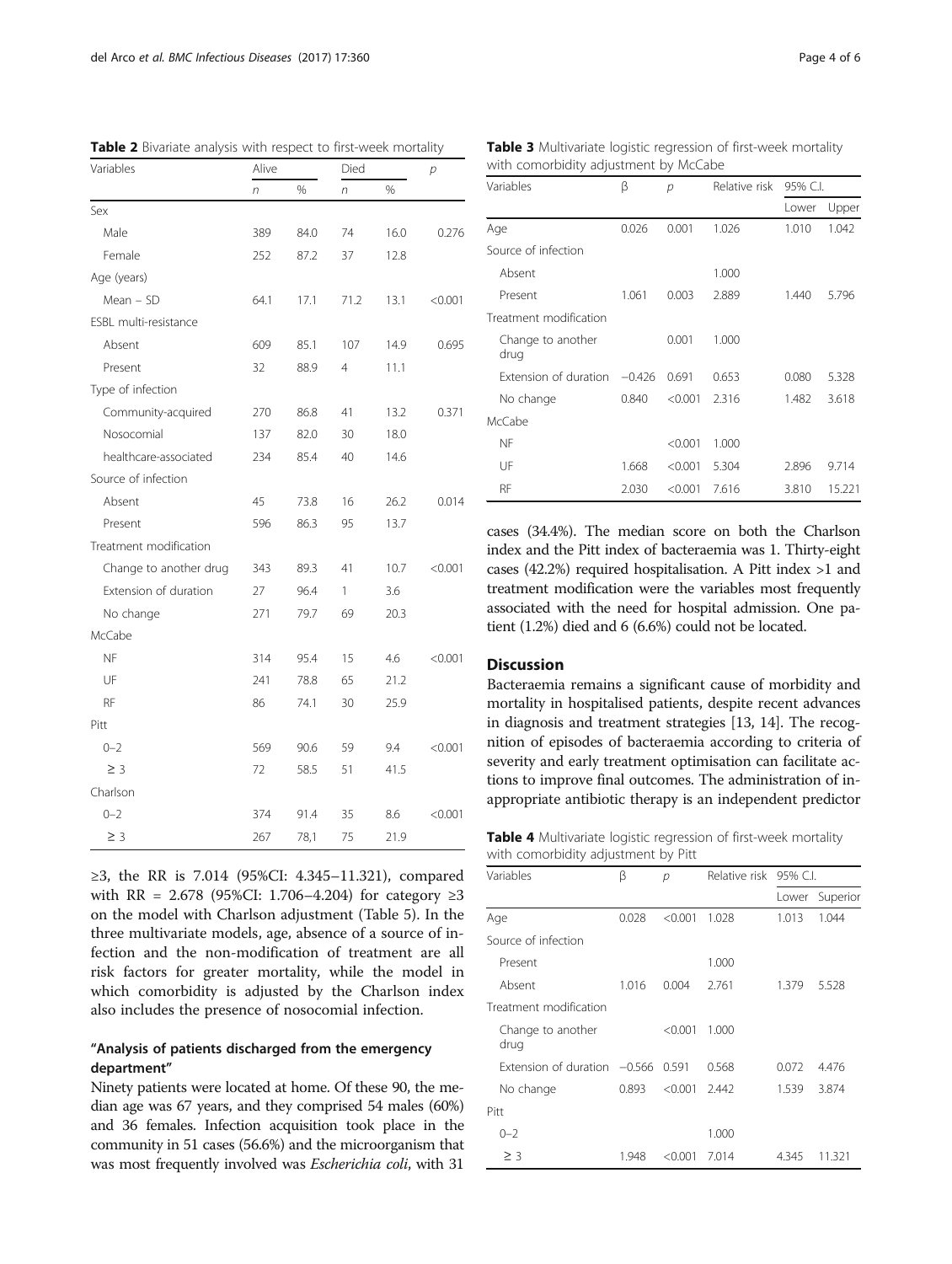**Table 2** Bivariate analysis with respect to first-week mortality

| Variables | Alive | | Died | | p |
|---|---|---|---|---|---|
| | n | % | n | % | |
| Sex | | | | | |
| Male | 389 | 84.0 | 74 | 16.0 | 0.276 |
| Female | 252 | 87.2 | 37 | 12.8 | |
| Age (years) | | | | | |
| Mean – SD | 64.1 | 17.1 | 71.2 | 13.1 | <0.001 |
| ESBL multi-resistance | | | | | |
| Absent | 609 | 85.1 | 107 | 14.9 | 0.695 |
| Present | 32 | 88.9 | 4 | 11.1 | |
| Type of infection | | | | | |
| Community-acquired | 270 | 86.8 | 41 | 13.2 | 0.371 |
| Nosocomial | 137 | 82.0 | 30 | 18.0 | |
| healthcare-associated | 234 | 85.4 | 40 | 14.6 | |
| Source of infection | | | | | |
| Absent | 45 | 73.8 | 16 | 26.2 | 0.014 |
| Present | 596 | 86.3 | 95 | 13.7 | |
| Treatment modification | | | | | |
| Change to another drug | 343 | 89.3 | 41 | 10.7 | <0.001 |
| Extension of duration | 27 | 96.4 | 1 | 3.6 | |
| No change | 271 | 79.7 | 69 | 20.3 | |
| McCabe | | | | | |
| NF | 314 | 95.4 | 15 | 4.6 | <0.001 |
| UF | 241 | 78.8 | 65 | 21.2 | |
| RF | 86 | 74.1 | 30 | 25.9 | |
| Pitt | | | | | |
| 0–2 | 569 | 90.6 | 59 | 9.4 | <0.001 |
| ≥ 3 | 72 | 58.5 | 51 | 41.5 | |
| Charlson | | | | | |
| 0–2 | 374 | 91.4 | 35 | 8.6 | <0.001 |
| ≥ 3 | 267 | 78,1 | 75 | 21.9 | |

≥3, the RR is 7.014 (95%CI: 4.345–11.321), compared with RR = 2.678 (95%CI: 1.706–4.204) for category ≥3 on the model with Charlson adjustment (Table 5). In the three multivariate models, age, absence of a source of infection and the non-modification of treatment are all risk factors for greater mortality, while the model in which comorbidity is adjusted by the Charlson index also includes the presence of nosocomial infection.

### "Analysis of patients discharged from the emergency department"

Ninety patients were located at home. Of these 90, the median age was 67 years, and they comprised 54 males (60%) and 36 females. Infection acquisition took place in the community in 51 cases (56.6%) and the microorganism that was most frequently involved was *Escherichia coli*, with 31 cases (34.4%). The median score on both the Charlson index and the Pitt index of bacteraemia was 1. Thirty-eight cases (42.2%) required hospitalisation. A Pitt index >1 and treatment modification were the variables most frequently associated with the need for hospital admission. One patient (1.2%) died and 6 (6.6%) could not be located.

**Table 3** Multivariate logistic regression of first-week mortality with comorbidity adjustment by McCabe

| Variables | β | p | Relative risk | 95% C.I. | |
|---|---|---|---|---|---|
| | | | | Lower | Upper |
| Age | 0.026 | 0.001 | 1.026 | 1.010 | 1.042 |
| Source of infection | | | | | |
| Absent | | | 1.000 | | |
| Present | 1.061 | 0.003 | 2.889 | 1.440 | 5.796 |
| Treatment modification | | | | | |
| Change to another drug | | 0.001 | 1.000 | | |
| Extension of duration | −0.426 | 0.691 | 0.653 | 0.080 | 5.328 |
| No change | 0.840 | <0.001 | 2.316 | 1.482 | 3.618 |
| McCabe | | | | | |
| NF | | <0.001 | 1.000 | | |
| UF | 1.668 | <0.001 | 5.304 | 2.896 | 9.714 |
| RF | 2.030 | <0.001 | 7.616 | 3.810 | 15.221 |

## Discussion

Bacteraemia remains a significant cause of morbidity and mortality in hospitalised patients, despite recent advances in diagnosis and treatment strategies [13, 14]. The recognition of episodes of bacteraemia according to criteria of severity and early treatment optimisation can facilitate actions to improve final outcomes. The administration of inappropriate antibiotic therapy is an independent predictor

**Table 4** Multivariate logistic regression of first-week mortality with comorbidity adjustment by Pitt

| Variables | β | p | Relative risk | 95% C.I. | |
|---|---|---|---|---|---|
| | | | | Lower | Superior |
| Age | 0.028 | <0.001 | 1.028 | 1.013 | 1.044 |
| Source of infection | | | | | |
| Present | | | 1.000 | | |
| Absent | 1.016 | 0.004 | 2.761 | 1.379 | 5.528 |
| Treatment modification | | | | | |
| Change to another drug | | <0.001 | 1.000 | | |
| Extension of duration | −0.566 | 0.591 | 0.568 | 0.072 | 4.476 |
| No change | 0.893 | <0.001 | 2.442 | 1.539 | 3.874 |
| Pitt | | | | | |
| 0–2 | | | 1.000 | | |
| ≥ 3 | 1.948 | <0.001 | 7.014 | 4.345 | 11.321 |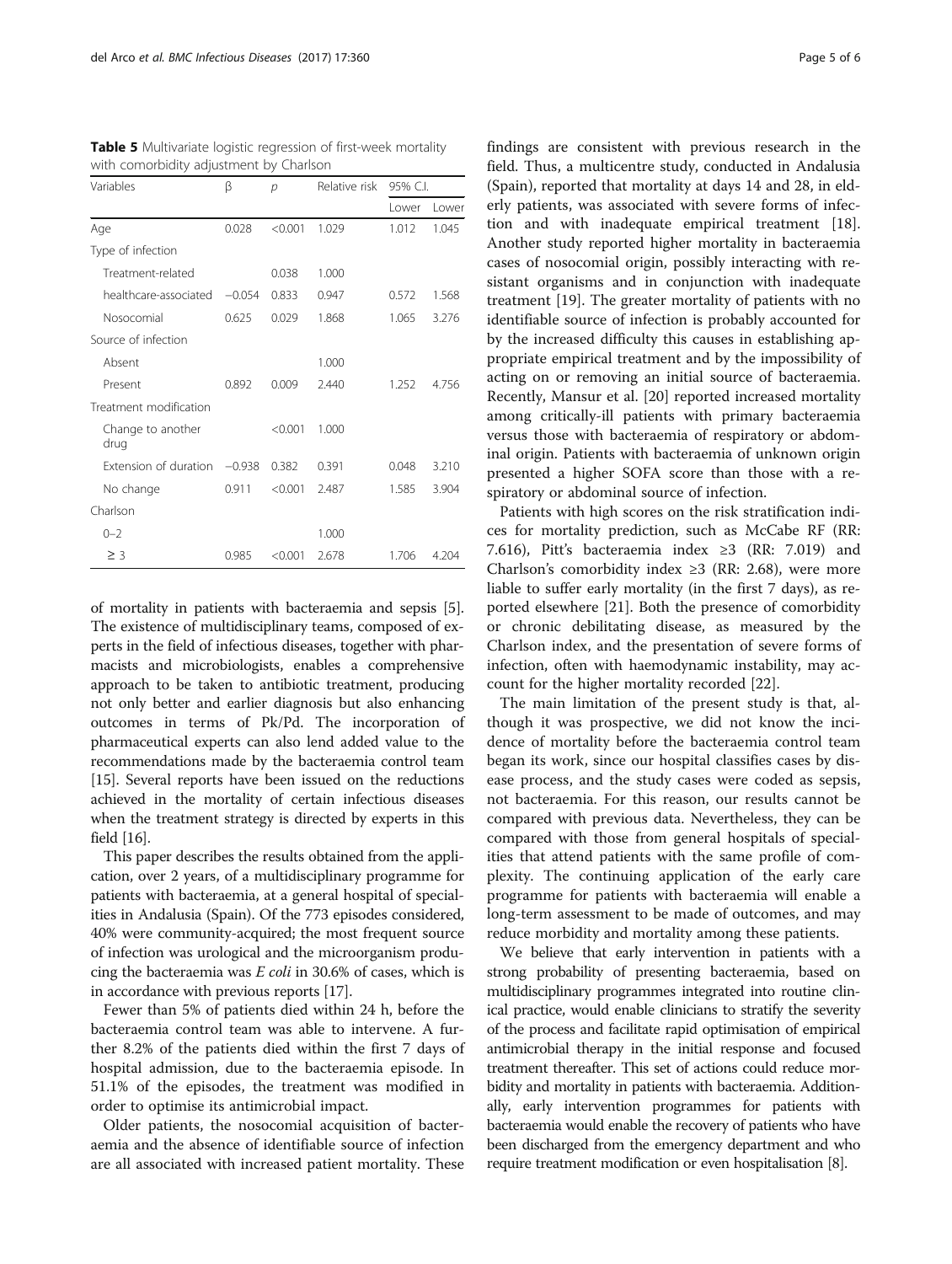**Table 5** Multivariate logistic regression of first-week mortality with comorbidity adjustment by Charlson

| Variables | β | p | Relative risk | 95% C.I. | |
|---|---|---|---|---|---|
| | | | | Lower | Lower |
| Age | 0.028 | <0.001 | 1.029 | 1.012 | 1.045 |
| Type of infection | | | | | |
| Treatment-related | | 0.038 | 1.000 | | |
| healthcare-associated | −0.054 | 0.833 | 0.947 | 0.572 | 1.568 |
| Nosocomial | 0.625 | 0.029 | 1.868 | 1.065 | 3.276 |
| Source of infection | | | | | |
| Absent | | | 1.000 | | |
| Present | 0.892 | 0.009 | 2.440 | 1.252 | 4.756 |
| Treatment modification | | | | | |
| Change to another drug | | <0.001 | 1.000 | | |
| Extension of duration | −0.938 | 0.382 | 0.391 | 0.048 | 3.210 |
| No change | 0.911 | <0.001 | 2.487 | 1.585 | 3.904 |
| Charlson | | | | | |
| 0–2 | | | 1.000 | | |
| ≥ 3 | 0.985 | <0.001 | 2.678 | 1.706 | 4.204 |

of mortality in patients with bacteraemia and sepsis [5]. The existence of multidisciplinary teams, composed of experts in the field of infectious diseases, together with pharmacists and microbiologists, enables a comprehensive approach to be taken to antibiotic treatment, producing not only better and earlier diagnosis but also enhancing outcomes in terms of Pk/Pd. The incorporation of pharmaceutical experts can also lend added value to the recommendations made by the bacteraemia control team [15]. Several reports have been issued on the reductions achieved in the mortality of certain infectious diseases when the treatment strategy is directed by experts in this field [16].

This paper describes the results obtained from the application, over 2 years, of a multidisciplinary programme for patients with bacteraemia, at a general hospital of specialities in Andalusia (Spain). Of the 773 episodes considered, 40% were community-acquired; the most frequent source of infection was urological and the microorganism producing the bacteraemia was *E coli* in 30.6% of cases, which is in accordance with previous reports [17].

Fewer than 5% of patients died within 24 h, before the bacteraemia control team was able to intervene. A further 8.2% of the patients died within the first 7 days of hospital admission, due to the bacteraemia episode. In 51.1% of the episodes, the treatment was modified in order to optimise its antimicrobial impact.

Older patients, the nosocomial acquisition of bacteraemia and the absence of identifiable source of infection are all associated with increased patient mortality. These findings are consistent with previous research in the field. Thus, a multicentre study, conducted in Andalusia (Spain), reported that mortality at days 14 and 28, in elderly patients, was associated with severe forms of infection and with inadequate empirical treatment [18]. Another study reported higher mortality in bacteraemia cases of nosocomial origin, possibly interacting with resistant organisms and in conjunction with inadequate treatment [19]. The greater mortality of patients with no identifiable source of infection is probably accounted for by the increased difficulty this causes in establishing appropriate empirical treatment and by the impossibility of acting on or removing an initial source of bacteraemia. Recently, Mansur et al. [20] reported increased mortality among critically-ill patients with primary bacteraemia versus those with bacteraemia of respiratory or abdominal origin. Patients with bacteraemia of unknown origin presented a higher SOFA score than those with a respiratory or abdominal source of infection.

Patients with high scores on the risk stratification indices for mortality prediction, such as McCabe RF (RR: 7.616), Pitt's bacteraemia index ≥3 (RR: 7.019) and Charlson's comorbidity index ≥3 (RR: 2.68), were more liable to suffer early mortality (in the first 7 days), as reported elsewhere [21]. Both the presence of comorbidity or chronic debilitating disease, as measured by the Charlson index, and the presentation of severe forms of infection, often with haemodynamic instability, may account for the higher mortality recorded [22].

The main limitation of the present study is that, although it was prospective, we did not know the incidence of mortality before the bacteraemia control team began its work, since our hospital classifies cases by disease process, and the study cases were coded as sepsis, not bacteraemia. For this reason, our results cannot be compared with previous data. Nevertheless, they can be compared with those from general hospitals of specialities that attend patients with the same profile of complexity. The continuing application of the early care programme for patients with bacteraemia will enable a long-term assessment to be made of outcomes, and may reduce morbidity and mortality among these patients.

We believe that early intervention in patients with a strong probability of presenting bacteraemia, based on multidisciplinary programmes integrated into routine clinical practice, would enable clinicians to stratify the severity of the process and facilitate rapid optimisation of empirical antimicrobial therapy in the initial response and focused treatment thereafter. This set of actions could reduce morbidity and mortality in patients with bacteraemia. Additionally, early intervention programmes for patients with bacteraemia would enable the recovery of patients who have been discharged from the emergency department and who require treatment modification or even hospitalisation [8].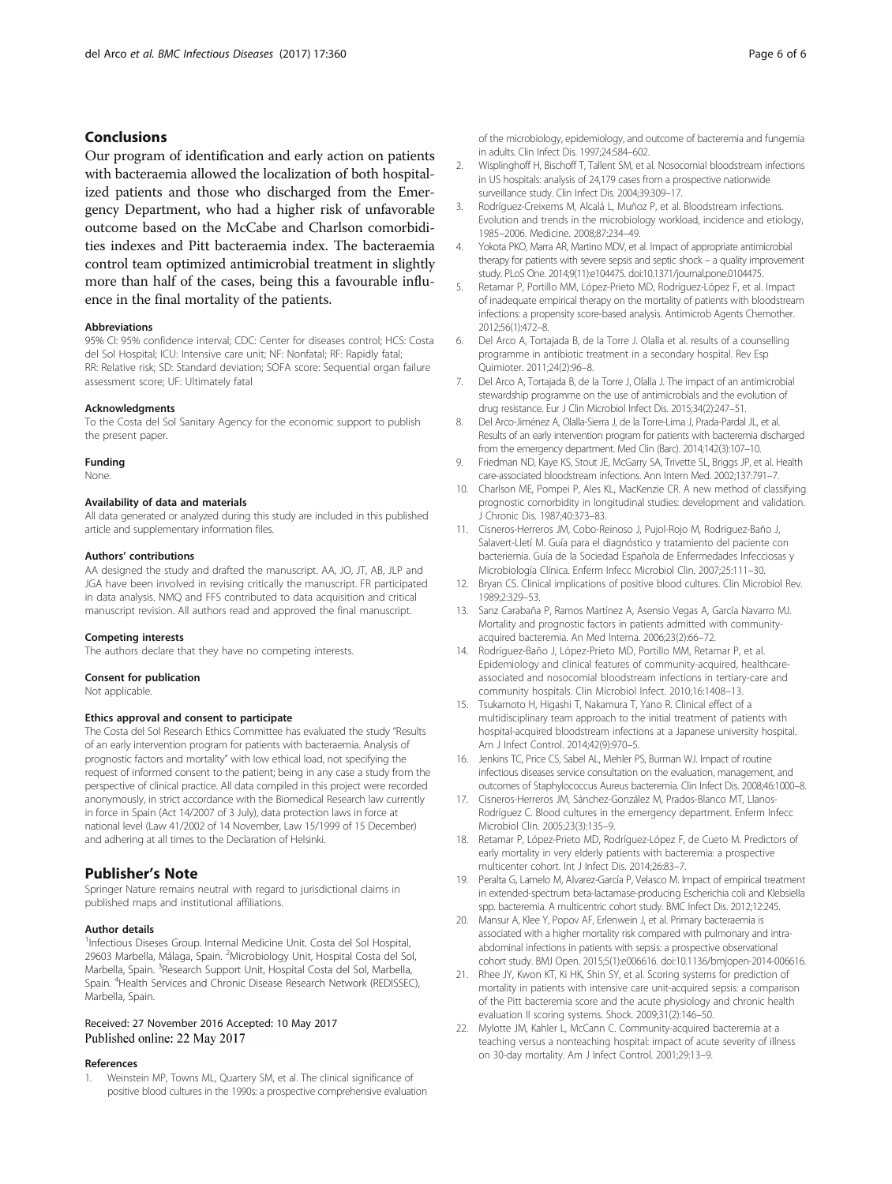## Conclusions

Our program of identification and early action on patients with bacteraemia allowed the localization of both hospitalized patients and those who discharged from the Emergency Department, who had a higher risk of unfavorable outcome based on the McCabe and Charlson comorbidities indexes and Pitt bacteraemia index. The bacteraemia control team optimized antimicrobial treatment in slightly more than half of the cases, being this a favourable influence in the final mortality of the patients.

#### Abbreviations

95% CI: 95% confidence interval; CDC: Center for diseases control; HCS: Costa del Sol Hospital; ICU: Intensive care unit; NF: Nonfatal; RF: Rapidly fatal; RR: Relative risk; SD: Standard deviation; SOFA score: Sequential organ failure assessment score; UF: Ultimately fatal

#### Acknowledgments

To the Costa del Sol Sanitary Agency for the economic support to publish the present paper.

#### Funding

None.

#### Availability of data and materials

All data generated or analyzed during this study are included in this published article and supplementary information files.

#### Authors' contributions

AA designed the study and drafted the manuscript. AA, JO, JT, AB, JLP and JGA have been involved in revising critically the manuscript. FR participated in data analysis. NMQ and FFS contributed to data acquisition and critical manuscript revision. All authors read and approved the final manuscript.

#### Competing interests

The authors declare that they have no competing interests.

#### Consent for publication

Not applicable.

#### Ethics approval and consent to participate

The Costa del Sol Research Ethics Committee has evaluated the study "Results of an early intervention program for patients with bacteraemia. Analysis of prognostic factors and mortality" with low ethical load, not specifying the request of informed consent to the patient; being in any case a study from the perspective of clinical practice. All data compiled in this project were recorded anonymously, in strict accordance with the Biomedical Research law currently in force in Spain (Act 14/2007 of 3 July), data protection laws in force at national level (Law 41/2002 of 14 November, Law 15/1999 of 15 December) and adhering at all times to the Declaration of Helsinki.

## Publisher's Note

Springer Nature remains neutral with regard to jurisdictional claims in published maps and institutional affiliations.

#### Author details

[1]Infectious Diseses Group. Internal Medicine Unit. Costa del Sol Hospital, 29603 Marbella, Málaga, Spain. [2]Microbiology Unit, Hospital Costa del Sol, Marbella, Spain. [3]Research Support Unit, Hospital Costa del Sol, Marbella, Spain. [4]Health Services and Chronic Disease Research Network (REDISSEC), Marbella, Spain.

Received: 27 November 2016 Accepted: 10 May 2017
Published online: 22 May 2017

#### References

1. Weinstein MP, Towns ML, Quartery SM, et al. The clinical significance of positive blood cultures in the 1990s: a prospective comprehensive evaluation of the microbiology, epidemiology, and outcome of bacteremia and fungemia in adults. Clin Infect Dis. 1997;24:584–602.
2. Wisplinghoff H, Bischoff T, Tallent SM, et al. Nosocomial bloodstream infections in US hospitals: analysis of 24,179 cases from a prospective nationwide surveillance study. Clin Infect Dis. 2004;39:309–17.
3. Rodríguez-Creixems M, Alcalá L, Muñoz P, et al. Bloodstream infections. Evolution and trends in the microbiology workload, incidence and etiology, 1985–2006. Medicine. 2008;87:234–49.
4. Yokota PKO, Marra AR, Martino MDV, et al. Impact of appropriate antimicrobial therapy for patients with severe sepsis and septic shock – a quality improvement study. PLoS One. 2014;9(11):e104475. doi:10.1371/journal.pone.0104475.
5. Retamar P, Portillo MM, López-Prieto MD, Rodríguez-López F, et al. Impact of inadequate empirical therapy on the mortality of patients with bloodstream infections: a propensity score-based analysis. Antimicrob Agents Chemother. 2012;56(1):472–8.
6. Del Arco A, Tortajada B, de la Torre J. Olalla et al. results of a counselling programme in antibiotic treatment in a secondary hospital. Rev Esp Quimioter. 2011;24(2):96–8.
7. Del Arco A, Tortajada B, de la Torre J, Olalla J. The impact of an antimicrobial stewardship programme on the use of antimicrobials and the evolution of drug resistance. Eur J Clin Microbiol Infect Dis. 2015;34(2):247–51.
8. Del Arco-Jiménez A, Olalla-Sierra J, de la Torre-Lima J, Prada-Pardal JL, et al. Results of an early intervention program for patients with bacteremia discharged from the emergency department. Med Clin (Barc). 2014;142(3):107–10.
9. Friedman ND, Kaye KS, Stout JE, McGarry SA, Trivette SL, Briggs JP, et al. Health care-associated bloodstream infections. Ann Intern Med. 2002;137:791–7.
10. Charlson ME, Pompei P, Ales KL, MacKenzie CR. A new method of classifying prognostic comorbidity in longitudinal studies: development and validation. J Chronic Dis. 1987;40:373–83.
11. Cisneros-Herreros JM, Cobo-Reinoso J, Pujol-Rojo M, Rodríguez-Baño J, Salavert-Lletí M. Guía para el diagnóstico y tratamiento del paciente con bacteriemia. Guía de la Sociedad Española de Enfermedades Infecciosas y Microbiología Clínica. Enferm Infecc Microbiol Clin. 2007;25:111–30.
12. Bryan CS. Clinical implications of positive blood cultures. Clin Microbiol Rev. 1989;2:329–53.
13. Sanz Carabaña P, Ramos Martínez A, Asensio Vegas A, García Navarro MJ. Mortality and prognostic factors in patients admitted with community-acquired bacteremia. An Med Interna. 2006;23(2):66–72.
14. Rodríguez-Baño J, López-Prieto MD, Portillo MM, Retamar P, et al. Epidemiology and clinical features of community-acquired, healthcare-associated and nosocomial bloodstream infections in tertiary-care and community hospitals. Clin Microbiol Infect. 2010;16:1408–13.
15. Tsukamoto H, Higashi T, Nakamura T, Yano R. Clinical effect of a multidisciplinary team approach to the initial treatment of patients with hospital-acquired bloodstream infections at a Japanese university hospital. Am J Infect Control. 2014;42(9):970–5.
16. Jenkins TC, Price CS, Sabel AL, Mehler PS, Burman WJ. Impact of routine infectious diseases service consultation on the evaluation, management, and outcomes of Staphylococcus Aureus bacteremia. Clin Infect Dis. 2008;46:1000–8.
17. Cisneros-Herreros JM, Sánchez-González M, Prados-Blanco MT, Llanos-Rodríguez C. Blood cultures in the emergency department. Enferm Infecc Microbiol Clin. 2005;23(3):135–9.
18. Retamar P, López-Prieto MD, Rodríguez-López F, de Cueto M. Predictors of early mortality in very elderly patients with bacteremia: a prospective multicenter cohort. Int J Infect Dis. 2014;26:83–7.
19. Peralta G, Lamelo M, Alvarez-García P, Velasco M. Impact of empirical treatment in extended-spectrum beta-lactamase-producing Escherichia coli and Klebsiella spp. bacteremia. A multicentric cohort study. BMC Infect Dis. 2012;12:245.
20. Mansur A, Klee Y, Popov AF, Erlenwein J, et al. Primary bacteraemia is associated with a higher mortality risk compared with pulmonary and intra-abdominal infections in patients with sepsis: a prospective observational cohort study. BMJ Open. 2015;5(1):e006616. doi:10.1136/bmjopen-2014-006616.
21. Rhee JY, Kwon KT, Ki HK, Shin SY, et al. Scoring systems for prediction of mortality in patients with intensive care unit-acquired sepsis: a comparison of the Pitt bacteremia score and the acute physiology and chronic health evaluation II scoring systems. Shock. 2009;31(2):146–50.
22. Mylotte JM, Kahler L, McCann C. Community-acquired bacteremia at a teaching versus a nonteaching hospital: impact of acute severity of illness on 30-day mortality. Am J Infect Control. 2001;29:13–9.